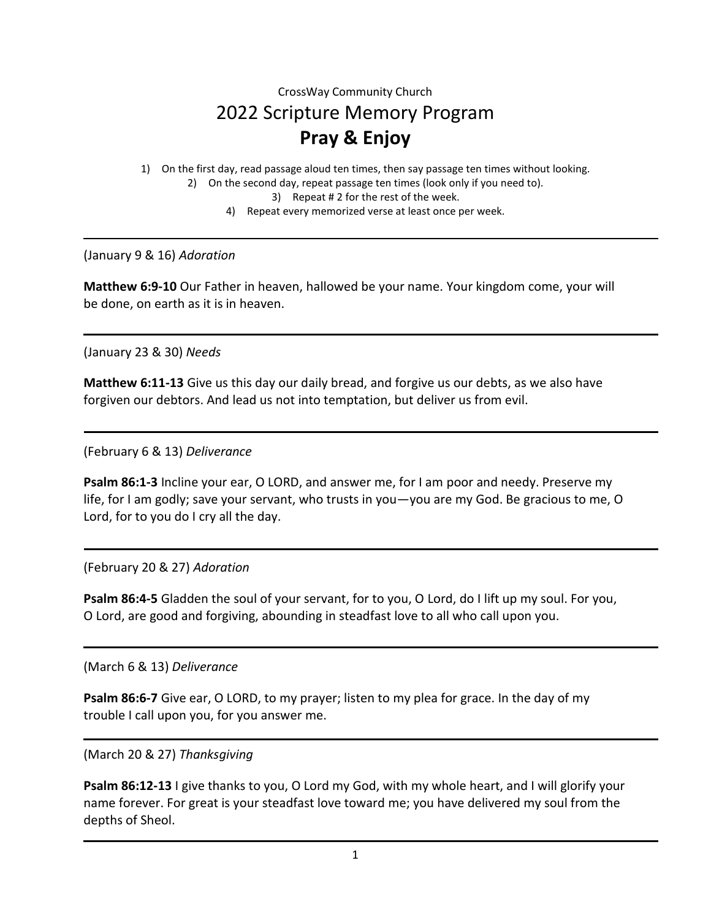CrossWay Community Church

# 2022 Scripture Memory Program

## Pray & Enjoy

1) On the first day, read passage aloud ten times, then say passage ten times without looking.
2) On the second day, repeat passage ten times (look only if you need to).
3) Repeat # 2 for the rest of the week.
4) Repeat every memorized verse at least once per week.

---

(January 9 & 16) *Adoration*

**Matthew 6:9-10** Our Father in heaven, hallowed be your name. Your kingdom come, your will be done, on earth as it is in heaven.

---

(January 23 & 30) *Needs*

**Matthew 6:11-13** Give us this day our daily bread, and forgive us our debts, as we also have forgiven our debtors. And lead us not into temptation, but deliver us from evil.

---

(February 6 & 13) *Deliverance*

**Psalm 86:1-3** Incline your ear, O LORD, and answer me, for I am poor and needy. Preserve my life, for I am godly; save your servant, who trusts in you—you are my God. Be gracious to me, O Lord, for to you do I cry all the day.

---

(February 20 & 27) *Adoration*

**Psalm 86:4-5** Gladden the soul of your servant, for to you, O Lord, do I lift up my soul. For you, O Lord, are good and forgiving, abounding in steadfast love to all who call upon you.

---

(March 6 & 13) *Deliverance*

**Psalm 86:6-7** Give ear, O LORD, to my prayer; listen to my plea for grace. In the day of my trouble I call upon you, for you answer me.

---

(March 20 & 27) *Thanksgiving*

**Psalm 86:12-13** I give thanks to you, O Lord my God, with my whole heart, and I will glorify your name forever. For great is your steadfast love toward me; you have delivered my soul from the depths of Sheol.

---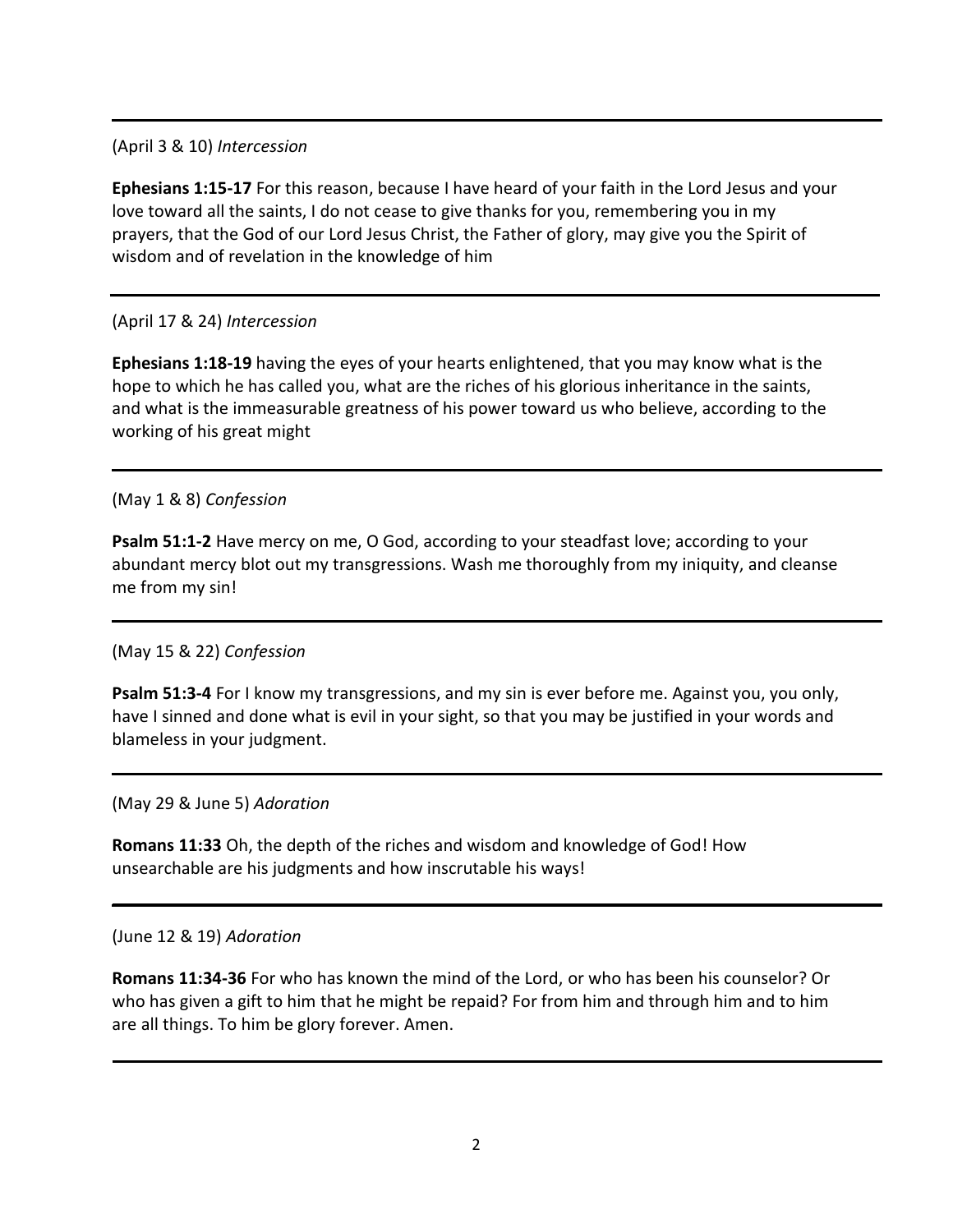---

(April 3 & 10) *Intercession*

**Ephesians 1:15-17** For this reason, because I have heard of your faith in the Lord Jesus and your love toward all the saints, I do not cease to give thanks for you, remembering you in my prayers, that the God of our Lord Jesus Christ, the Father of glory, may give you the Spirit of wisdom and of revelation in the knowledge of him

---

(April 17 & 24) *Intercession*

**Ephesians 1:18-19** having the eyes of your hearts enlightened, that you may know what is the hope to which he has called you, what are the riches of his glorious inheritance in the saints, and what is the immeasurable greatness of his power toward us who believe, according to the working of his great might

---

(May 1 & 8) *Confession*

**Psalm 51:1-2** Have mercy on me, O God, according to your steadfast love; according to your abundant mercy blot out my transgressions. Wash me thoroughly from my iniquity, and cleanse me from my sin!

---

(May 15 & 22) *Confession*

**Psalm 51:3-4** For I know my transgressions, and my sin is ever before me. Against you, you only, have I sinned and done what is evil in your sight, so that you may be justified in your words and blameless in your judgment.

---

(May 29 & June 5) *Adoration*

**Romans 11:33** Oh, the depth of the riches and wisdom and knowledge of God! How unsearchable are his judgments and how inscrutable his ways!

---

(June 12 & 19) *Adoration*

**Romans 11:34-36** For who has known the mind of the Lord, or who has been his counselor? Or who has given a gift to him that he might be repaid? For from him and through him and to him are all things. To him be glory forever. Amen.

---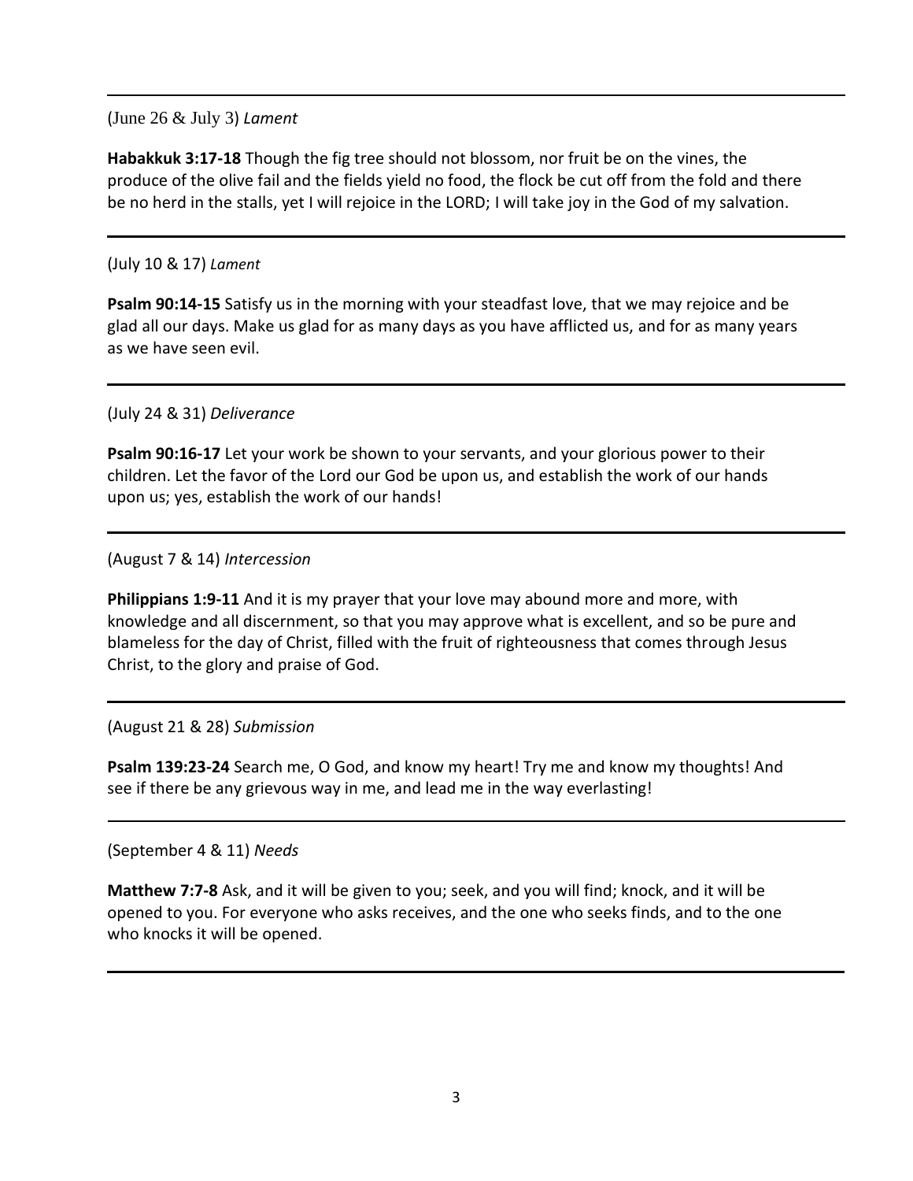---

(June 26 & July 3) *Lament*

**Habakkuk 3:17-18** Though the fig tree should not blossom, nor fruit be on the vines, the produce of the olive fail and the fields yield no food, the flock be cut off from the fold and there be no herd in the stalls, yet I will rejoice in the LORD; I will take joy in the God of my salvation.

---

(July 10 & 17) *Lament*

**Psalm 90:14-15** Satisfy us in the morning with your steadfast love, that we may rejoice and be glad all our days. Make us glad for as many days as you have afflicted us, and for as many years as we have seen evil.

---

(July 24 & 31) *Deliverance*

**Psalm 90:16-17** Let your work be shown to your servants, and your glorious power to their children. Let the favor of the Lord our God be upon us, and establish the work of our hands upon us; yes, establish the work of our hands!

---

(August 7 & 14) *Intercession*

**Philippians 1:9-11** And it is my prayer that your love may abound more and more, with knowledge and all discernment, so that you may approve what is excellent, and so be pure and blameless for the day of Christ, filled with the fruit of righteousness that comes through Jesus Christ, to the glory and praise of God.

---

(August 21 & 28) *Submission*

**Psalm 139:23-24** Search me, O God, and know my heart! Try me and know my thoughts! And see if there be any grievous way in me, and lead me in the way everlasting!

---

(September 4 & 11) *Needs*

**Matthew 7:7-8** Ask, and it will be given to you; seek, and you will find; knock, and it will be opened to you. For everyone who asks receives, and the one who seeks finds, and to the one who knocks it will be opened.

---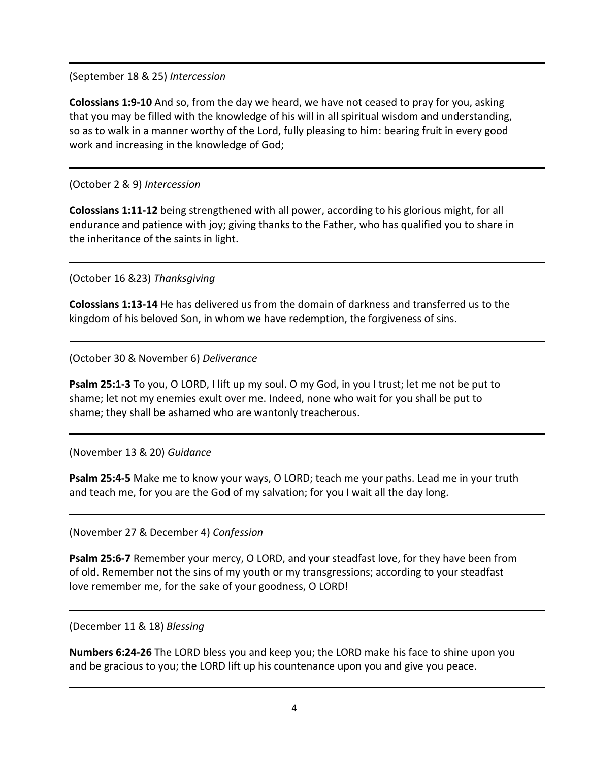(September 18 & 25) *Intercession*

**Colossians 1:9-10** And so, from the day we heard, we have not ceased to pray for you, asking that you may be filled with the knowledge of his will in all spiritual wisdom and understanding, so as to walk in a manner worthy of the Lord, fully pleasing to him: bearing fruit in every good work and increasing in the knowledge of God;

---

(October 2 & 9) *Intercession*

**Colossians 1:11-12** being strengthened with all power, according to his glorious might, for all endurance and patience with joy; giving thanks to the Father, who has qualified you to share in the inheritance of the saints in light.

---

(October 16 &23) *Thanksgiving*

**Colossians 1:13-14** He has delivered us from the domain of darkness and transferred us to the kingdom of his beloved Son, in whom we have redemption, the forgiveness of sins.

---

(October 30 & November 6) *Deliverance*

**Psalm 25:1-3** To you, O LORD, I lift up my soul. O my God, in you I trust; let me not be put to shame; let not my enemies exult over me. Indeed, none who wait for you shall be put to shame; they shall be ashamed who are wantonly treacherous.

---

(November 13 & 20) *Guidance*

**Psalm 25:4-5** Make me to know your ways, O LORD; teach me your paths. Lead me in your truth and teach me, for you are the God of my salvation; for you I wait all the day long.

---

(November 27 & December 4) *Confession*

**Psalm 25:6-7** Remember your mercy, O LORD, and your steadfast love, for they have been from of old. Remember not the sins of my youth or my transgressions; according to your steadfast love remember me, for the sake of your goodness, O LORD!

---

(December 11 & 18) *Blessing*

**Numbers 6:24-26** The LORD bless you and keep you; the LORD make his face to shine upon you and be gracious to you; the LORD lift up his countenance upon you and give you peace.